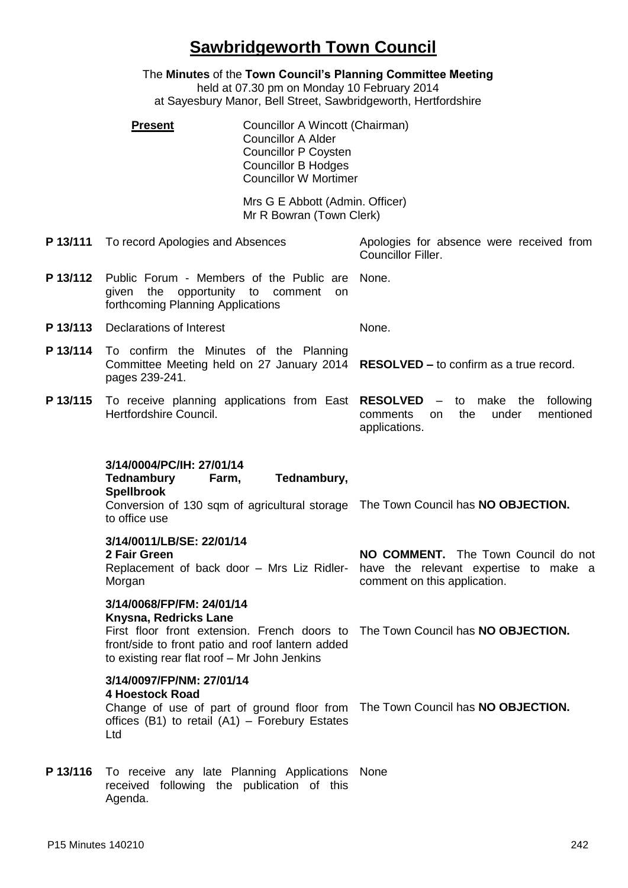# Sawbridgeworth Town Council

The **Minutes** of the **Town Council's Planning Committee Meeting**
held at 07.30 pm on Monday 10 February 2014
at Sayesbury Manor, Bell Street, Sawbridgeworth, Hertfordshire

**Present**

Councillor A Wincott (Chairman)
Councillor A Alder
Councillor P Coysten
Councillor B Hodges
Councillor W Mortimer

Mrs G E Abbott (Admin. Officer)
Mr R Bowran (Town Clerk)

| | | |
|---|---|---|
| **P 13/111** | To record Apologies and Absences | Apologies for absence were received from Councillor Filler. |
| **P 13/112** | Public Forum - Members of the Public are given the opportunity to comment on forthcoming Planning Applications | None. |
| **P 13/113** | Declarations of Interest | None. |
| **P 13/114** | To confirm the Minutes of the Planning Committee Meeting held on 27 January 2014 pages 239-241. | **RESOLVED –** to confirm as a true record. |
| **P 13/115** | To receive planning applications from East Hertfordshire Council. | **RESOLVED** – to make the following comments on the under mentioned applications. |
| | **3/14/0004/PC/IH: 27/01/14**<br>**Tednambury Farm, Tednambury, Spellbrook**<br>Conversion of 130 sqm of agricultural storage to office use | The Town Council has **NO OBJECTION.** |
| | **3/14/0011/LB/SE: 22/01/14**<br>**2 Fair Green**<br>Replacement of back door – Mrs Liz Ridler-Morgan | **NO COMMENT.** The Town Council do not have the relevant expertise to make a comment on this application. |
| | **3/14/0068/FP/FM: 24/01/14**<br>**Knysna, Redricks Lane**<br>First floor front extension. French doors to front/side to front patio and roof lantern added to existing rear flat roof – Mr John Jenkins | The Town Council has **NO OBJECTION.** |
| | **3/14/0097/FP/NM: 27/01/14**<br>**4 Hoestock Road**<br>Change of use of part of ground floor from offices (B1) to retail (A1) – Forebury Estates Ltd | The Town Council has **NO OBJECTION.** |
| **P 13/116** | To receive any late Planning Applications received following the publication of this Agenda. | None |

P15 Minutes 140210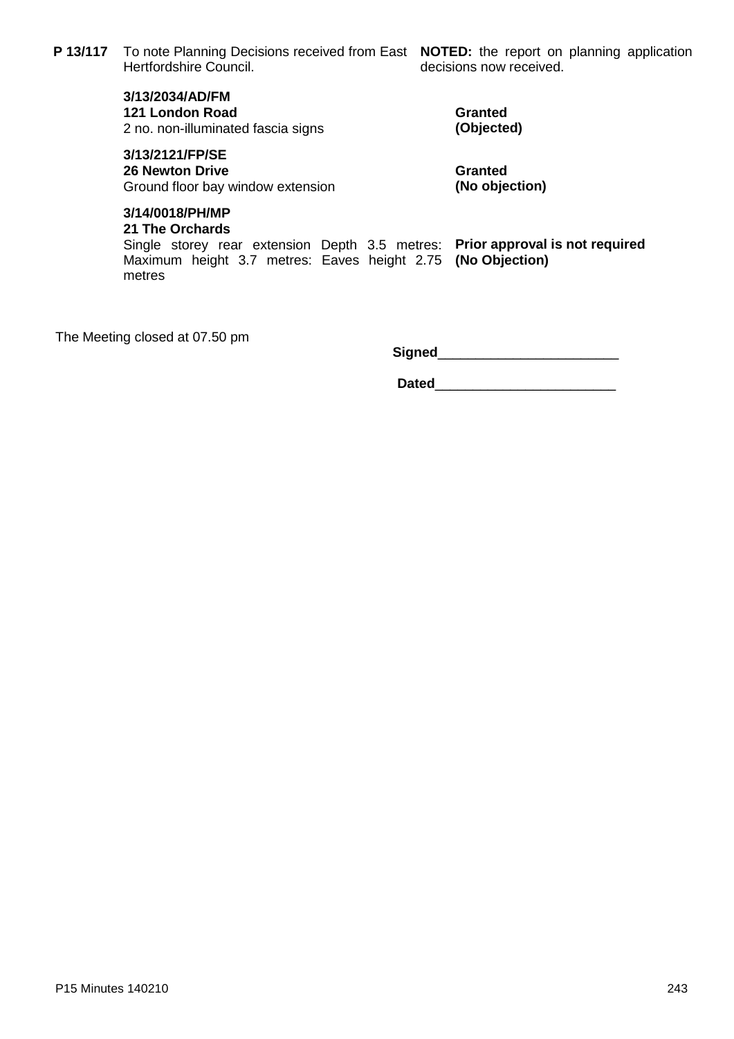**P 13/117** To note Planning Decisions received from East Hertfordshire Council.

**NOTED:** the report on planning application decisions now received.

| | |
|---|---|
| **3/13/2034/AD/FM**<br>**121 London Road**<br>2 no. non-illuminated fascia signs | **Granted**<br>**(Objected)** |
| **3/13/2121/FP/SE**<br>**26 Newton Drive**<br>Ground floor bay window extension | **Granted**<br>**(No objection)** |
| **3/14/0018/PH/MP**<br>**21 The Orchards**<br>Single storey rear extension Depth 3.5 metres: Maximum height 3.7 metres: Eaves height 2.75 metres | **Prior approval is not required**<br>**(No Objection)** |

The Meeting closed at 07.50 pm

**Signed**\_\_\_\_\_\_\_\_\_\_\_\_\_\_\_\_\_\_\_\_\_\_\_\_

**Dated**\_\_\_\_\_\_\_\_\_\_\_\_\_\_\_\_\_\_\_\_\_\_\_\_

P15 Minutes 140210